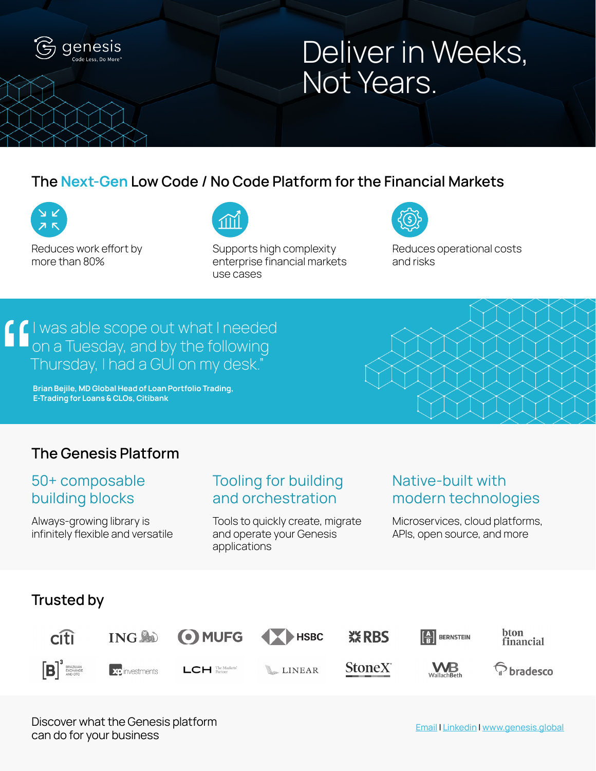genesis
Code Less, Do More™

# Deliver in Weeks, Not Years.

## The Next-Gen Low Code / No Code Platform for the Financial Markets

Reduces work effort by more than 80%

Supports high complexity enterprise financial markets use cases

Reduces operational costs and risks

> "I was able scope out what I needed on a Tuesday, and by the following Thursday, I had a GUI on my desk."
>
> **Brian Bejile, MD Global Head of Loan Portfolio Trading, E-Trading for Loans & CLOs, Citibank**

## The Genesis Platform

### 50+ composable building blocks

Always-growing library is infinitely flexible and versatile

### Tooling for building and orchestration

Tools to quickly create, migrate and operate your Genesis applications

### Native-built with modern technologies

Microservices, cloud platforms, APIs, open source, and more

## Trusted by

citi, ING, MUFG, HSBC, RBS, Bernstein, bton financial, [B]³ Brazilian Exchange and OTC, xp investments, LCH The Markets' Partner, LINEAR, StoneX, WallachBeth, bradesco

Discover what the Genesis platform can do for your business

Email | Linkedin | www.genesis.global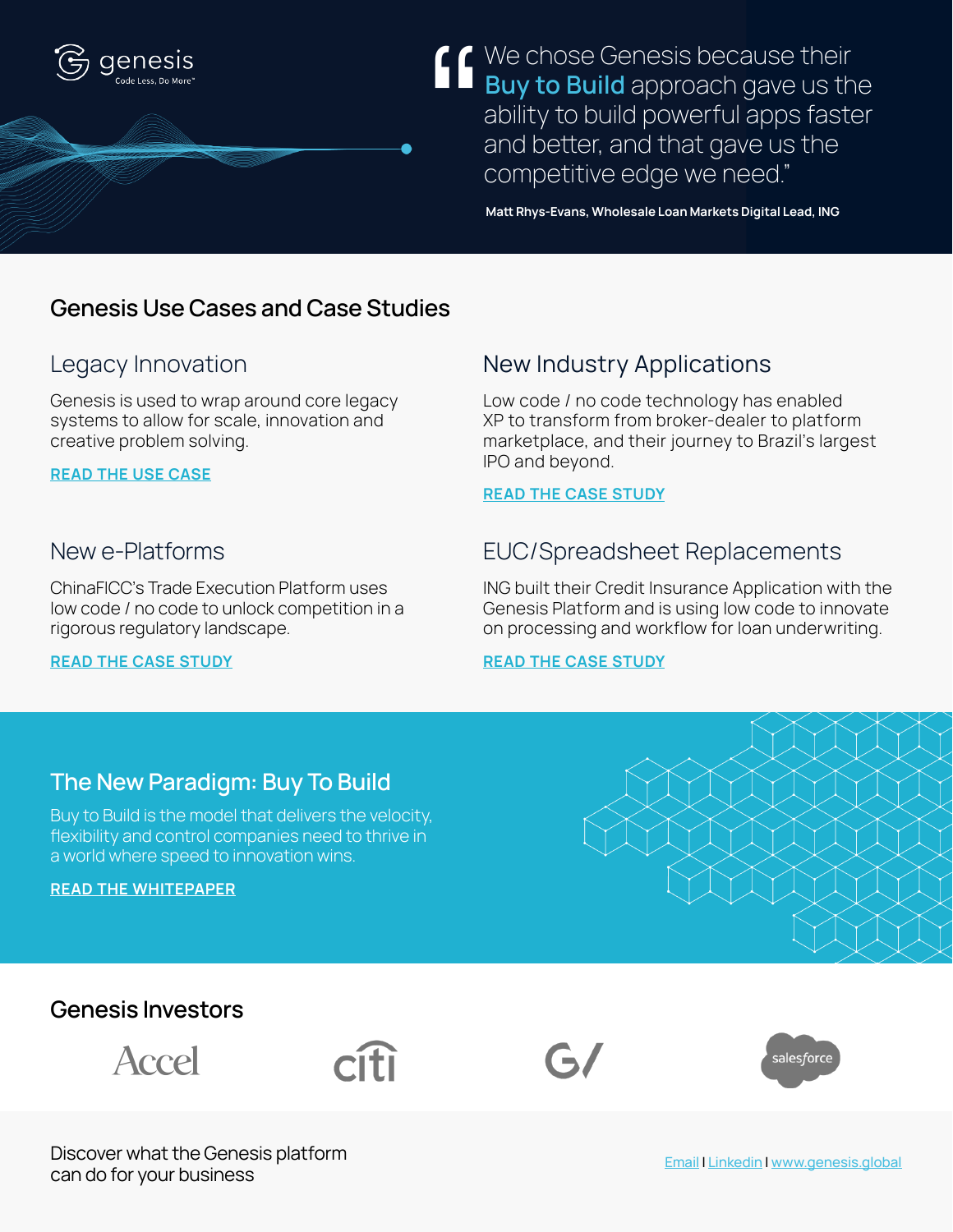genesis
Code Less, Do More™

> "We chose Genesis because their **Buy to Build** approach gave us the ability to build powerful apps faster and better, and that gave us the competitive edge we need."
>
> **Matt Rhys-Evans, Wholesale Loan Markets Digital Lead, ING**

## Genesis Use Cases and Case Studies

### Legacy Innovation

Genesis is used to wrap around core legacy systems to allow for scale, innovation and creative problem solving.

READ THE USE CASE

### New Industry Applications

Low code / no code technology has enabled XP to transform from broker-dealer to platform marketplace, and their journey to Brazil's largest IPO and beyond.

READ THE CASE STUDY

### New e-Platforms

ChinaFICC's Trade Execution Platform uses low code / no code to unlock competition in a rigorous regulatory landscape.

READ THE CASE STUDY

### EUC/Spreadsheet Replacements

ING built their Credit Insurance Application with the Genesis Platform and is using low code to innovate on processing and workflow for loan underwriting.

READ THE CASE STUDY

## The New Paradigm: Buy To Build

Buy to Build is the model that delivers the velocity, flexibility and control companies need to thrive in a world where speed to innovation wins.

READ THE WHITEPAPER

## Genesis Investors

Accel | citi | GV | salesforce

Discover what the Genesis platform can do for your business

Email | Linkedin | www.genesis.global